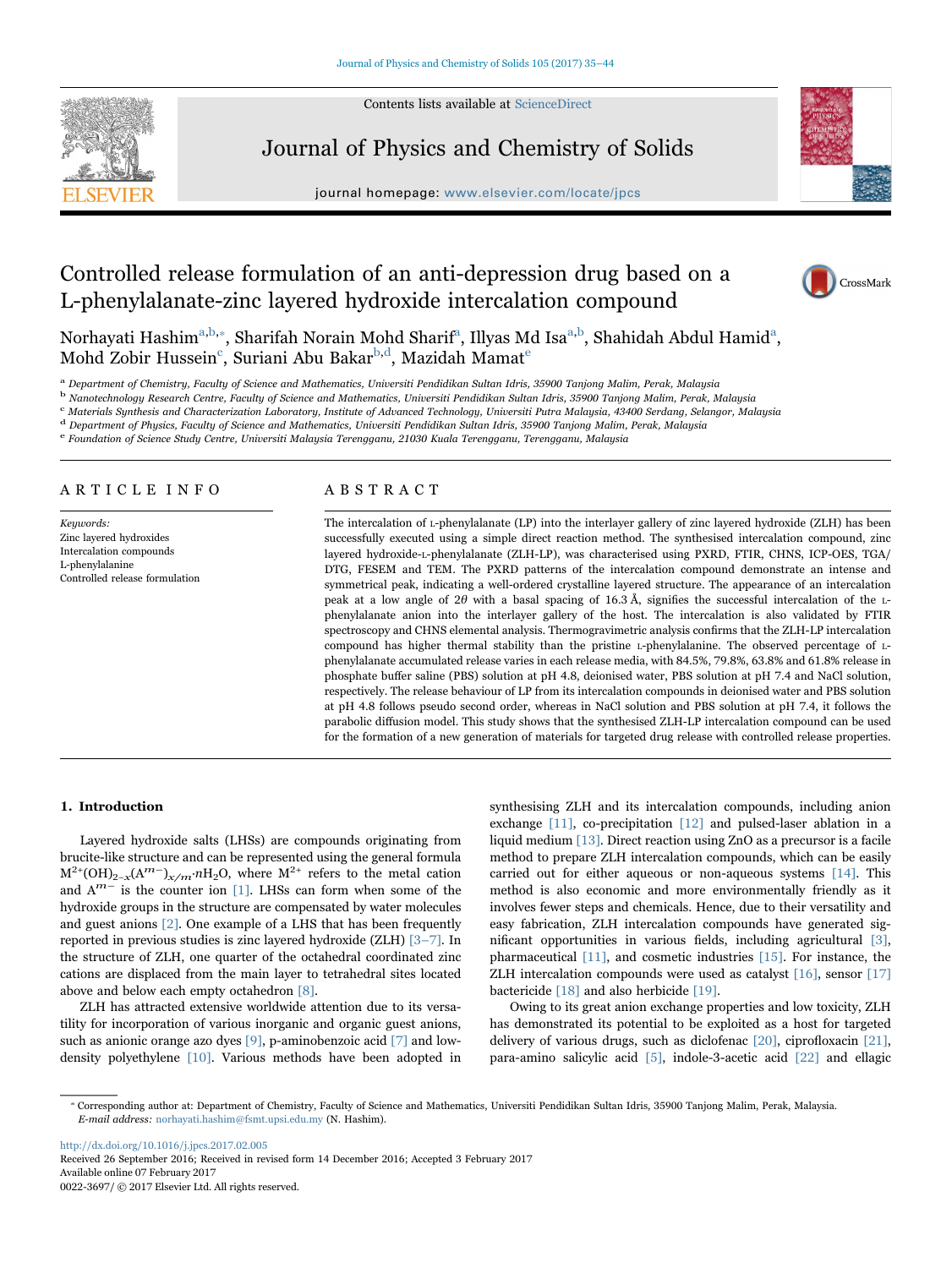# Controlled release formulation of an anti-depression drug based on a L-phenylalanate-zinc layered hydroxide intercalation compound

Norhayati Hashim[a,b,*], Sharifah Norain Mohd Sharif[a], Illyas Md Isa[a,b], Shahidah Abdul Hamid[a], Mohd Zobir Hussein[c], Suriani Abu Bakar[b,d], Mazidah Mamat[e]

[a] Department of Chemistry, Faculty of Science and Mathematics, Universiti Pendidikan Sultan Idris, 35900 Tanjong Malim, Perak, Malaysia
[b] Nanotechnology Research Centre, Faculty of Science and Mathematics, Universiti Pendidikan Sultan Idris, 35900 Tanjong Malim, Perak, Malaysia
[c] Materials Synthesis and Characterization Laboratory, Institute of Advanced Technology, Universiti Putra Malaysia, 43400 Serdang, Selangor, Malaysia
[d] Department of Physics, Faculty of Science and Mathematics, Universiti Pendidikan Sultan Idris, 35900 Tanjong Malim, Perak, Malaysia
[e] Foundation of Science Study Centre, Universiti Malaysia Terengganu, 21030 Kuala Terengganu, Terengganu, Malaysia

## ARTICLE INFO

*Keywords:*
Zinc layered hydroxides
Intercalation compounds
L-phenylalanine
Controlled release formulation

## ABSTRACT

The intercalation of L-phenylalanate (LP) into the interlayer gallery of zinc layered hydroxide (ZLH) has been successfully executed using a simple direct reaction method. The synthesised intercalation compound, zinc layered hydroxide-L-phenylalanate (ZLH-LP), was characterised using PXRD, FTIR, CHNS, ICP-OES, TGA/DTG, FESEM and TEM. The PXRD patterns of the intercalation compound demonstrate an intense and symmetrical peak, indicating a well-ordered crystalline layered structure. The appearance of an intercalation peak at a low angle of 2$\theta$ with a basal spacing of 16.3 Å, signifies the successful intercalation of the L-phenylalanate anion into the interlayer gallery of the host. The intercalation is also validated by FTIR spectroscopy and CHNS elemental analysis. Thermogravimetric analysis confirms that the ZLH-LP intercalation compound has higher thermal stability than the pristine L-phenylalanine. The observed percentage of L-phenylalanate accumulated release varies in each release media, with 84.5%, 79.8%, 63.8% and 61.8% release in phosphate buffer saline (PBS) solution at pH 4.8, deionised water, PBS solution at pH 7.4 and NaCl solution, respectively. The release behaviour of LP from its intercalation compounds in deionised water and PBS solution at pH 4.8 follows pseudo second order, whereas in NaCl solution and PBS solution at pH 7.4, it follows the parabolic diffusion model. This study shows that the synthesised ZLH-LP intercalation compound can be used for the formation of a new generation of materials for targeted drug release with controlled release properties.

## 1. Introduction

Layered hydroxide salts (LHSs) are compounds originating from brucite-like structure and can be represented using the general formula $M^{2+}(OH)_{2-x}(A^{m-})_{x/m}{\cdot}nH_2O$, where $M^{2+}$ refers to the metal cation and $A^{m-}$ is the counter ion [1]. LHSs can form when some of the hydroxide groups in the structure are compensated by water molecules and guest anions [2]. One example of a LHS that has been frequently reported in previous studies is zinc layered hydroxide (ZLH) [3–7]. In the structure of ZLH, one quarter of the octahedral coordinated zinc cations are displaced from the main layer to tetrahedral sites located above and below each empty octahedron [8].

ZLH has attracted extensive worldwide attention due to its versatility for incorporation of various inorganic and organic guest anions, such as anionic orange azo dyes [9], p-aminobenzoic acid [7] and low-density polyethylene [10]. Various methods have been adopted in synthesising ZLH and its intercalation compounds, including anion exchange [11], co-precipitation [12] and pulsed-laser ablation in a liquid medium [13]. Direct reaction using ZnO as a precursor is a facile method to prepare ZLH intercalation compounds, which can be easily carried out for either aqueous or non-aqueous systems [14]. This method is also economic and more environmentally friendly as it involves fewer steps and chemicals. Hence, due to their versatility and easy fabrication, ZLH intercalation compounds have generated significant opportunities in various fields, including agricultural [3], pharmaceutical [11], and cosmetic industries [15]. For instance, the ZLH intercalation compounds were used as catalyst [16], sensor [17] bactericide [18] and also herbicide [19].

Owing to its great anion exchange properties and low toxicity, ZLH has demonstrated its potential to be exploited as a host for targeted delivery of various drugs, such as diclofenac [20], ciprofloxacin [21], para-amino salicylic acid [5], indole-3-acetic acid [22] and ellagic

* Corresponding author at: Department of Chemistry, Faculty of Science and Mathematics, Universiti Pendidikan Sultan Idris, 35900 Tanjong Malim, Perak, Malaysia.
*E-mail address:* norhayati.hashim@fsmt.upsi.edu.my (N. Hashim).

http://dx.doi.org/10.1016/j.jpcs.2017.02.005
Received 26 September 2016; Received in revised form 14 December 2016; Accepted 3 February 2017
Available online 07 February 2017
0022-3697/ © 2017 Elsevier Ltd. All rights reserved.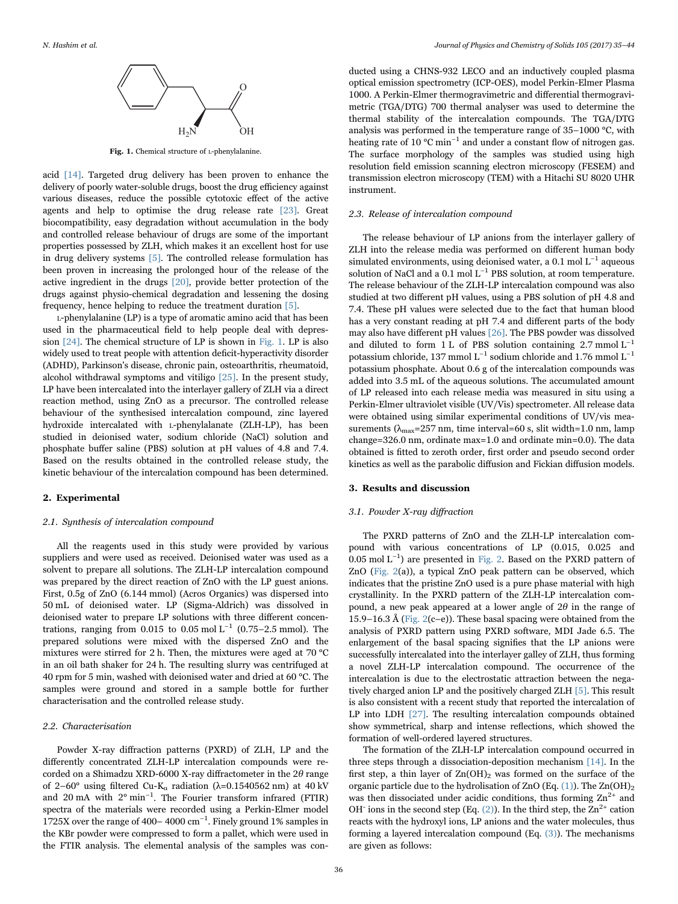Fig. 1. Chemical structure of L-phenylalanine.

acid [14]. Targeted drug delivery has been proven to enhance the delivery of poorly water-soluble drugs, boost the drug efficiency against various diseases, reduce the possible cytotoxic effect of the active agents and help to optimise the drug release rate [23]. Great biocompatibility, easy degradation without accumulation in the body and controlled release behaviour of drugs are some of the important properties possessed by ZLH, which makes it an excellent host for use in drug delivery systems [5]. The controlled release formulation has been proven in increasing the prolonged hour of the release of the active ingredient in the drugs [20], provide better protection of the drugs against physio-chemical degradation and lessening the dosing frequency, hence helping to reduce the treatment duration [5].

L-phenylalanine (LP) is a type of aromatic amino acid that has been used in the pharmaceutical field to help people deal with depression [24]. The chemical structure of LP is shown in Fig. 1. LP is also widely used to treat people with attention deficit-hyperactivity disorder (ADHD), Parkinson's disease, chronic pain, osteoarthritis, rheumatoid, alcohol withdrawal symptoms and vitiligo [25]. In the present study, LP have been intercalated into the interlayer gallery of ZLH via a direct reaction method, using ZnO as a precursor. The controlled release behaviour of the synthesised intercalation compound, zinc layered hydroxide intercalated with L-phenylalanate (ZLH-LP), has been studied in deionised water, sodium chloride (NaCl) solution and phosphate buffer saline (PBS) solution at pH values of 4.8 and 7.4. Based on the results obtained in the controlled release study, the kinetic behaviour of the intercalation compound has been determined.

## 2. Experimental

### 2.1. Synthesis of intercalation compound

All the reagents used in this study were provided by various suppliers and were used as received. Deionised water was used as a solvent to prepare all solutions. The ZLH-LP intercalation compound was prepared by the direct reaction of ZnO with the LP guest anions. First, 0.5g of ZnO (6.144 mmol) (Acros Organics) was dispersed into 50 mL of deionised water. LP (Sigma-Aldrich) was dissolved in deionised water to prepare LP solutions with three different concentrations, ranging from 0.015 to 0.05 mol $L^{-1}$ (0.75–2.5 mmol). The prepared solutions were mixed with the dispersed ZnO and the mixtures were stirred for 2 h. Then, the mixtures were aged at 70 °C in an oil bath shaker for 24 h. The resulting slurry was centrifuged at 40 rpm for 5 min, washed with deionised water and dried at 60 °C. The samples were ground and stored in a sample bottle for further characterisation and the controlled release study.

### 2.2. Characterisation

Powder X-ray diffraction patterns (PXRD) of ZLH, LP and the differently concentrated ZLH-LP intercalation compounds were recorded on a Shimadzu XRD-6000 X-ray diffractometer in the 2$\theta$ range of 2–60° using filtered Cu-$K_\alpha$ radiation (λ=0.1540562 nm) at 40 kV and 20 mA with 2° $min^{-1}$. The Fourier transform infrared (FTIR) spectra of the materials were recorded using a Perkin-Elmer model 1725X over the range of 400– 4000 $cm^{-1}$. Finely ground 1% samples in the KBr powder were compressed to form a pallet, which were used in the FTIR analysis. The elemental analysis of the samples was conducted using a CHNS-932 LECO and an inductively coupled plasma optical emission spectrometry (ICP-OES), model Perkin-Elmer Plasma 1000. A Perkin-Elmer thermogravimetric and differential thermogravimetric (TGA/DTG) 700 thermal analyser was used to determine the thermal stability of the intercalation compounds. The TGA/DTG analysis was performed in the temperature range of 35–1000 °C, with heating rate of 10 °C $min^{-1}$ and under a constant flow of nitrogen gas. The surface morphology of the samples was studied using high resolution field emission scanning electron microscopy (FESEM) and transmission electron microscopy (TEM) with a Hitachi SU 8020 UHR instrument.

### 2.3. Release of intercalation compound

The release behaviour of LP anions from the interlayer gallery of ZLH into the release media was performed on different human body simulated environments, using deionised water, a 0.1 mol $L^{-1}$ aqueous solution of NaCl and a 0.1 mol $L^{-1}$ PBS solution, at room temperature. The release behaviour of the ZLH-LP intercalation compound was also studied at two different pH values, using a PBS solution of pH 4.8 and 7.4. These pH values were selected due to the fact that human blood has a very constant reading at pH 7.4 and different parts of the body may also have different pH values [26]. The PBS powder was dissolved and diluted to form 1 L of PBS solution containing 2.7 mmol $L^{-1}$ potassium chloride, 137 mmol $L^{-1}$ sodium chloride and 1.76 mmol $L^{-1}$ potassium phosphate. About 0.6 g of the intercalation compounds was added into 3.5 mL of the aqueous solutions. The accumulated amount of LP released into each release media was measured in situ using a Perkin-Elmer ultraviolet visible (UV/Vis) spectrometer. All release data were obtained using similar experimental conditions of UV/vis measurements ($\lambda_{max}$=257 nm, time interval=60 s, slit width=1.0 nm, lamp change=326.0 nm, ordinate max=1.0 and ordinate min=0.0). The data obtained is fitted to zeroth order, first order and pseudo second order kinetics as well as the parabolic diffusion and Fickian diffusion models.

## 3. Results and discussion

### 3.1. Powder X-ray diffraction

The PXRD patterns of ZnO and the ZLH-LP intercalation compound with various concentrations of LP (0.015, 0.025 and 0.05 mol $L^{-1}$) are presented in Fig. 2. Based on the PXRD pattern of ZnO (Fig. 2(a)), a typical ZnO peak pattern can be observed, which indicates that the pristine ZnO used is a pure phase material with high crystallinity. In the PXRD pattern of the ZLH-LP intercalation compound, a new peak appeared at a lower angle of 2$\theta$ in the range of 15.9–16.3 Å (Fig. 2(c–e)). These basal spacing were obtained from the analysis of PXRD pattern using PXRD software, MDI Jade 6.5. The enlargement of the basal spacing signifies that the LP anions were successfully intercalated into the interlayer galley of ZLH, thus forming a novel ZLH-LP intercalation compound. The occurrence of the intercalation is due to the electrostatic attraction between the negatively charged anion LP and the positively charged ZLH [5]. This result is also consistent with a recent study that reported the intercalation of LP into LDH [27]. The resulting intercalation compounds obtained show symmetrical, sharp and intense reflections, which showed the formation of well-ordered layered structures.

The formation of the ZLH-LP intercalation compound occurred in three steps through a dissociation-deposition mechanism [14]. In the first step, a thin layer of $Zn(OH)_2$ was formed on the surface of the organic particle due to the hydrolisation of ZnO (Eq. (1)). The $Zn(OH)_2$ was then dissociated under acidic conditions, thus forming $Zn^{2+}$ and $OH^-$ ions in the second step (Eq. (2)). In the third step, the $Zn^{2+}$ cation reacts with the hydroxyl ions, LP anions and the water molecules, thus forming a layered intercalation compound (Eq. (3)). The mechanisms are given as follows: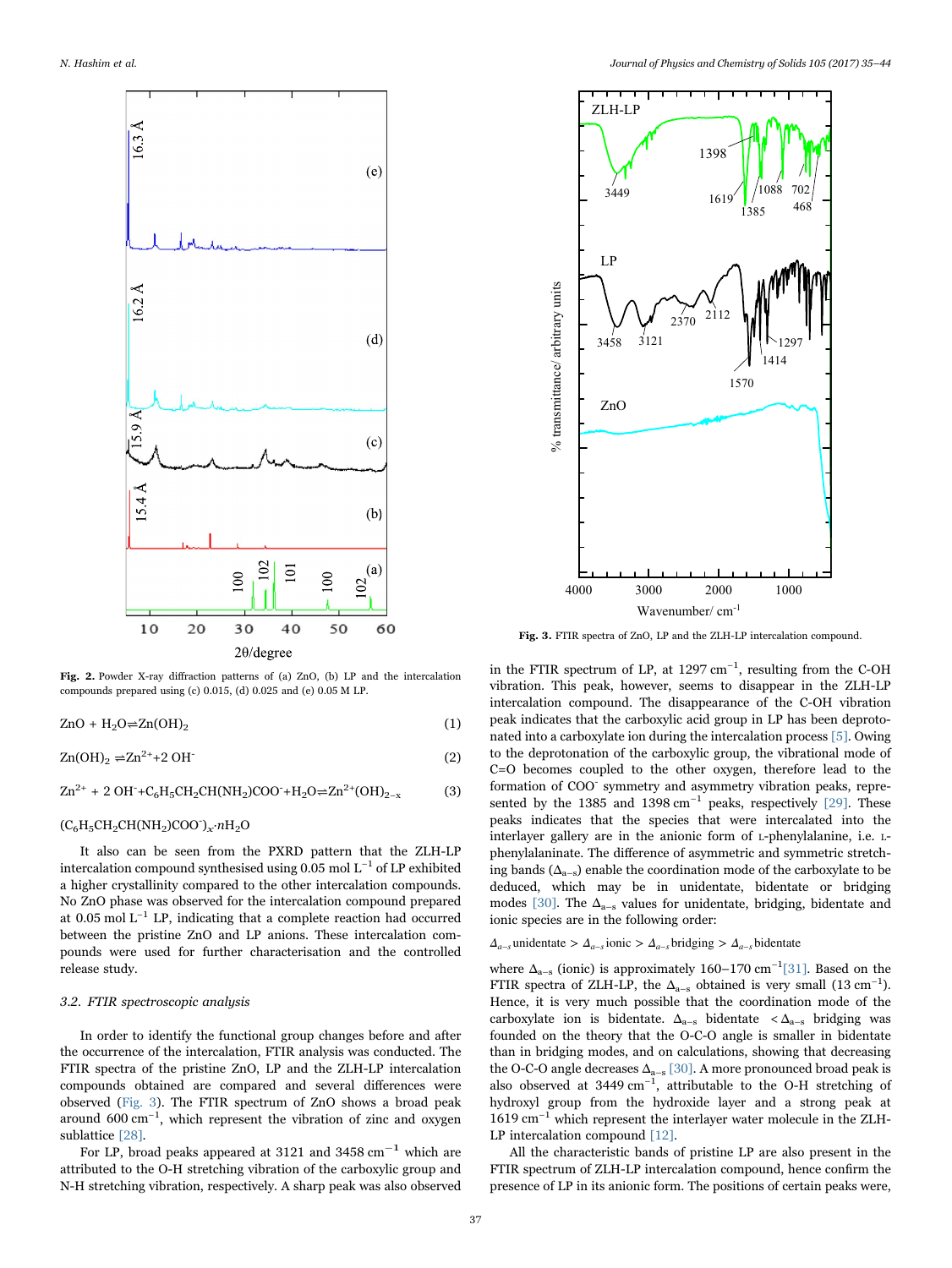**Fig. 2.** Powder X-ray diffraction patterns of (a) ZnO, (b) LP and the intercalation compounds prepared using (c) 0.015, (d) 0.025 and (e) 0.05 M LP.

$$ZnO + H_2O \rightleftharpoons Zn(OH)_2 \tag{1}$$

$$Zn(OH)_2 \rightleftharpoons Zn^{2+} + 2\,OH^- \tag{2}$$

$$Zn^{2+} + 2\,OH^- + C_6H_5CH_2CH(NH_2)COO^- + H_2O \rightleftharpoons Zn^{2+}(OH)_{2-x} \tag{3}$$

$$(C_6H_5CH_2CH(NH_2)COO^-)_x \cdot nH_2O$$

It also can be seen from the PXRD pattern that the ZLH-LP intercalation compound synthesised using 0.05 mol $L^{-1}$ of LP exhibited a higher crystallinity compared to the other intercalation compounds. No ZnO phase was observed for the intercalation compound prepared at 0.05 mol $L^{-1}$ LP, indicating that a complete reaction had occurred between the pristine ZnO and LP anions. These intercalation compounds were used for further characterisation and the controlled release study.

### 3.2. FTIR spectroscopic analysis

In order to identify the functional group changes before and after the occurrence of the intercalation, FTIR analysis was conducted. The FTIR spectra of the pristine ZnO, LP and the ZLH-LP intercalation compounds obtained are compared and several differences were observed (Fig. 3). The FTIR spectrum of ZnO shows a broad peak around 600 $cm^{-1}$, which represent the vibration of zinc and oxygen sublattice [28].

For LP, broad peaks appeared at 3121 and 3458 $cm^{-1}$ which are attributed to the O-H stretching vibration of the carboxylic group and N-H stretching vibration, respectively. A sharp peak was also observed in the FTIR spectrum of LP, at 1297 $cm^{-1}$, resulting from the C-OH vibration. This peak, however, seems to disappear in the ZLH-LP intercalation compound. The disappearance of the C-OH vibration peak indicates that the carboxylic acid group in LP has been deprotonated into a carboxylate ion during the intercalation process [5]. Owing to the deprotonation of the carboxylic group, the vibrational mode of C=O becomes coupled to the other oxygen, therefore lead to the formation of $COO^-$ symmetry and asymmetry vibration peaks, represented by the 1385 and 1398 $cm^{-1}$ peaks, respectively [29]. These peaks indicates that the species that were intercalated into the interlayer gallery are in the anionic form of L-phenylalanine, i.e. L-phenylalaninate. The difference of asymmetric and symmetric stretching bands ($\Delta_{a-s}$) enable the coordination mode of the carboxylate to be deduced, which may be in unidentate, bidentate or bridging modes [30]. The $\Delta_{a-s}$ values for unidentate, bridging, bidentate and ionic species are in the following order:

$$\Delta_{a-s}\,\text{unidentate} > \Delta_{a-s}\,\text{ionic} > \Delta_{a-s}\,\text{bridging} > \Delta_{a-s}\,\text{bidentate}$$

where $\Delta_{a-s}$ (ionic) is approximately 160–170 $cm^{-1}$[31]. Based on the FTIR spectra of ZLH-LP, the $\Delta_{a-s}$ obtained is very small (13 $cm^{-1}$). Hence, it is very much possible that the coordination mode of the carboxylate ion is bidentate. $\Delta_{a-s}$ bidentate $< \Delta_{a-s}$ bridging was founded on the theory that the O-C-O angle is smaller in bidentate than in bridging modes, and on calculations, showing that decreasing the O-C-O angle decreases $\Delta_{a-s}$ [30]. A more pronounced broad peak is also observed at 3449 $cm^{-1}$, attributable to the O-H stretching of hydroxyl group from the hydroxide layer and a strong peak at 1619 $cm^{-1}$ which represent the interlayer water molecule in the ZLH-LP intercalation compound [12].

**Fig. 3.** FTIR spectra of ZnO, LP and the ZLH-LP intercalation compound.

All the characteristic bands of pristine LP are also present in the FTIR spectrum of ZLH-LP intercalation compound, hence confirm the presence of LP in its anionic form. The positions of certain peaks were,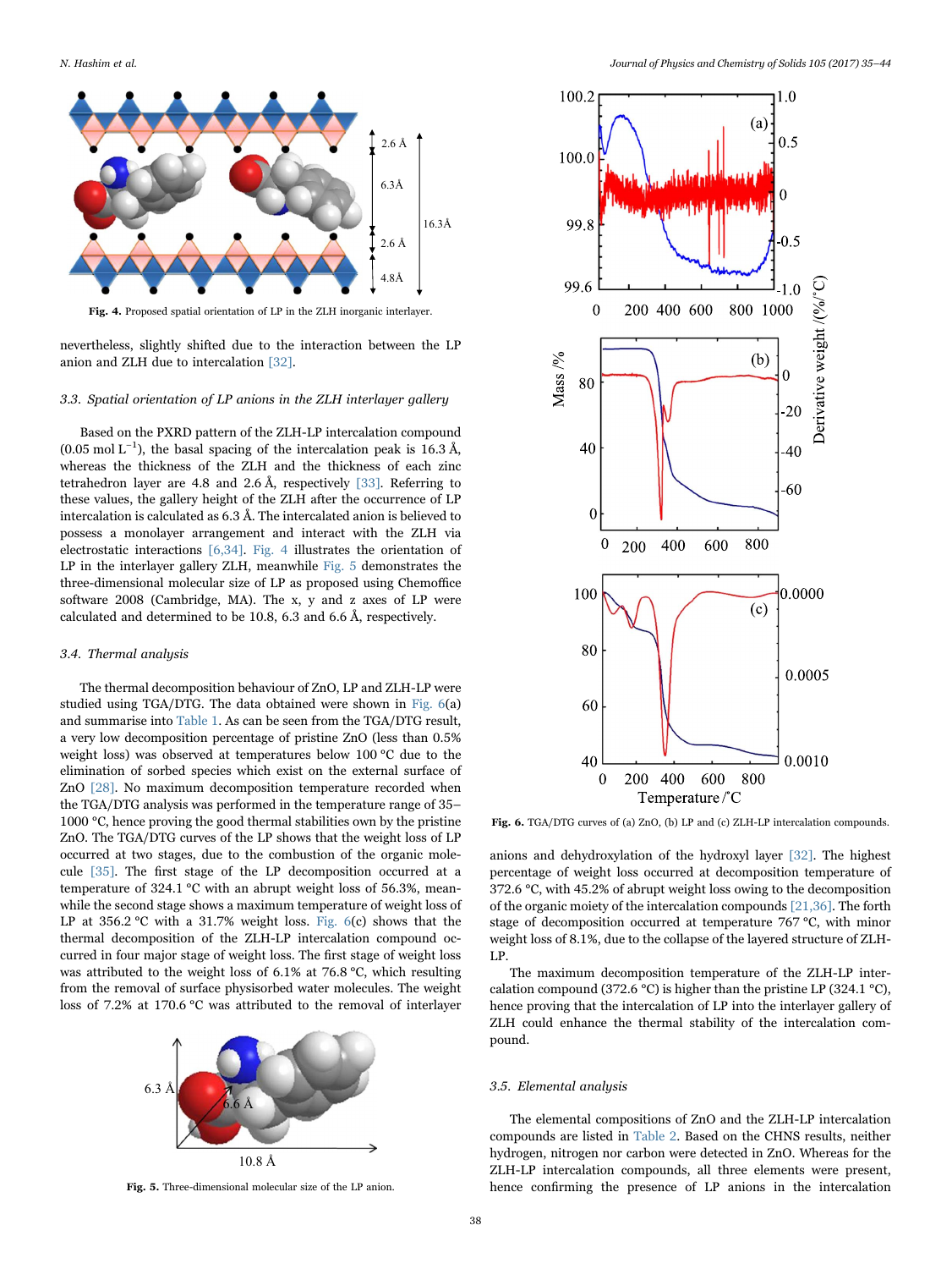Fig. 4. Proposed spatial orientation of LP in the ZLH inorganic interlayer.

nevertheless, slightly shifted due to the interaction between the LP anion and ZLH due to intercalation [32].

### 3.3. Spatial orientation of LP anions in the ZLH interlayer gallery

Based on the PXRD pattern of the ZLH-LP intercalation compound (0.05 mol L$^{-1}$), the basal spacing of the intercalation peak is 16.3 Å, whereas the thickness of the ZLH and the thickness of each zinc tetrahedron layer are 4.8 and 2.6 Å, respectively [33]. Referring to these values, the gallery height of the ZLH after the occurrence of LP intercalation is calculated as 6.3 Å. The intercalated anion is believed to possess a monolayer arrangement and interact with the ZLH via electrostatic interactions [6,34]. Fig. 4 illustrates the orientation of LP in the interlayer gallery ZLH, meanwhile Fig. 5 demonstrates the three-dimensional molecular size of LP as proposed using Chemoffice software 2008 (Cambridge, MA). The x, y and z axes of LP were calculated and determined to be 10.8, 6.3 and 6.6 Å, respectively.

### 3.4. Thermal analysis

The thermal decomposition behaviour of ZnO, LP and ZLH-LP were studied using TGA/DTG. The data obtained were shown in Fig. 6(a) and summarise into Table 1. As can be seen from the TGA/DTG result, a very low decomposition percentage of pristine ZnO (less than 0.5% weight loss) was observed at temperatures below 100 °C due to the elimination of sorbed species which exist on the external surface of ZnO [28]. No maximum decomposition temperature recorded when the TGA/DTG analysis was performed in the temperature range of 35–1000 °C, hence proving the good thermal stabilities own by the pristine ZnO. The TGA/DTG curves of the LP shows that the weight loss of LP occurred at two stages, due to the combustion of the organic molecule [35]. The first stage of the LP decomposition occurred at a temperature of 324.1 °C with an abrupt weight loss of 56.3%, meanwhile the second stage shows a maximum temperature of weight loss of LP at 356.2 °C with a 31.7% weight loss. Fig. 6(c) shows that the thermal decomposition of the ZLH-LP intercalation compound occurred in four major stage of weight loss. The first stage of weight loss was attributed to the weight loss of 6.1% at 76.8 °C, which resulting from the removal of surface physisorbed water molecules. The weight loss of 7.2% at 170.6 °C was attributed to the removal of interlayer

Fig. 5. Three-dimensional molecular size of the LP anion.

Fig. 6. TGA/DTG curves of (a) ZnO, (b) LP and (c) ZLH-LP intercalation compounds.

anions and dehydroxylation of the hydroxyl layer [32]. The highest percentage of weight loss occurred at decomposition temperature of 372.6 °C, with 45.2% of abrupt weight loss owing to the decomposition of the organic moiety of the intercalation compounds [21,36]. The forth stage of decomposition occurred at temperature 767 °C, with minor weight loss of 8.1%, due to the collapse of the layered structure of ZLH-LP.

The maximum decomposition temperature of the ZLH-LP intercalation compound (372.6 °C) is higher than the pristine LP (324.1 °C), hence proving that the intercalation of LP into the interlayer gallery of ZLH could enhance the thermal stability of the intercalation compound.

### 3.5. Elemental analysis

The elemental compositions of ZnO and the ZLH-LP intercalation compounds are listed in Table 2. Based on the CHNS results, neither hydrogen, nitrogen nor carbon were detected in ZnO. Whereas for the ZLH-LP intercalation compounds, all three elements were present, hence confirming the presence of LP anions in the intercalation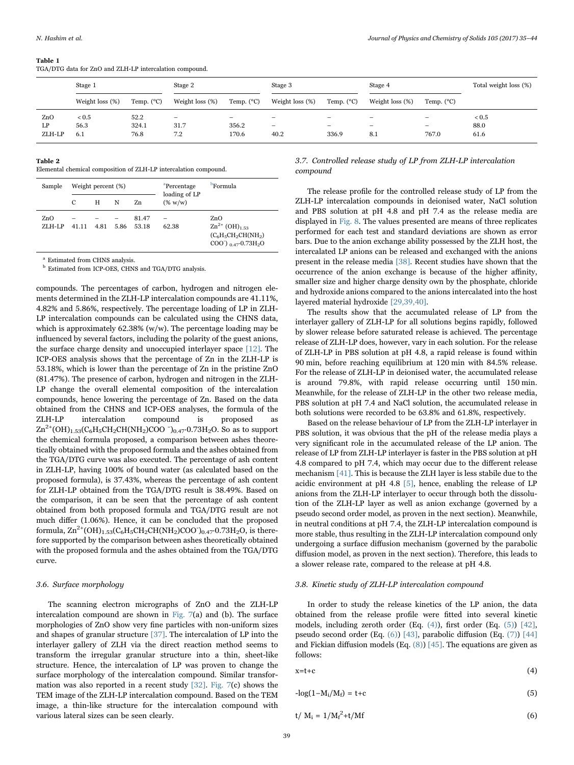**Table 1**
TGA/DTG data for ZnO and ZLH-LP intercalation compound.

| | Stage 1 | | Stage 2 | | Stage 3 | | Stage 4 | | Total weight loss (%) |
|---|---|---|---|---|---|---|---|---|---|
| | Weight loss (%) | Temp. (°C) | Weight loss (%) | Temp. (°C) | Weight loss (%) | Temp. (°C) | Weight loss (%) | Temp. (°C) | |
| ZnO | < 0.5 | 52.2 | – | – | – | – | – | – | < 0.5 |
| LP | 56.3 | 324.1 | 31.7 | 356.2 | – | – | – | – | 88.0 |
| ZLH-LP | 6.1 | 76.8 | 7.2 | 170.6 | 40.2 | 336.9 | 8.1 | 767.0 | 61.6 |

**Table 2**
Elemental chemical composition of ZLH-LP intercalation compound.

| Sample | Weight percent (%) | | | | [a]Percentage loading of LP (% w/w) | [b]Formula |
|---|---|---|---|---|---|---|
| | C | H | N | Zn | | |
| ZnO | – | – | – | 81.47 | – | ZnO |
| ZLH-LP | 41.11 | 4.81 | 5.86 | 53.18 | 62.38 | $Zn^{2+}(OH)_{1.53}(C_6H_5CH_2CH(NH_2)COO^-)_{0.47}\cdot 0.73H_2O$ |

[a] Estimated from CHNS analysis.
[b] Estimated from ICP-OES, CHNS and TGA/DTG analysis.

compounds. The percentages of carbon, hydrogen and nitrogen elements determined in the ZLH-LP intercalation compounds are 41.11%, 4.82% and 5.86%, respectively. The percentage loading of LP in ZLH-LP intercalation compounds can be calculated using the CHNS data, which is approximately 62.38% (w/w). The percentage loading may be influenced by several factors, including the polarity of the guest anions, the surface charge density and unoccupied interlayer space [12]. The ICP-OES analysis shows that the percentage of Zn in the ZLH-LP is 53.18%, which is lower than the percentage of Zn in the pristine ZnO (81.47%). The presence of carbon, hydrogen and nitrogen in the ZLH-LP change the overall elemental composition of the intercalation compounds, hence lowering the percentage of Zn. Based on the data obtained from the CHNS and ICP-OES analyses, the formula of the ZLH-LP intercalation compound is proposed as $Zn^{2+}(OH)_{1.53}(C_6H_5CH_2CH(NH_2)COO^-)_{0.47}\cdot 0.73H_2O$. So as to support the chemical formula proposed, a comparison between ashes theoretically obtained with the proposed formula and the ashes obtained from the TGA/DTG curve was also executed. The percentage of ash content in ZLH-LP, having 100% of bound water (as calculated based on the proposed formula), is 37.43%, whereas the percentage of ash content for ZLH-LP obtained from the TGA/DTG result is 38.49%. Based on the comparison, it can be seen that the percentage of ash content obtained from both proposed formula and TGA/DTG result are not much differ (1.06%). Hence, it can be concluded that the proposed formula, $Zn^{2+}(OH)_{1.53}(C_6H_5CH_2CH(NH_2)COO^-)_{0.47}\cdot 0.73H_2O$, is therefore supported by the comparison between ashes theoretically obtained with the proposed formula and the ashes obtained from the TGA/DTG curve.

### 3.6. Surface morphology

The scanning electron micrographs of ZnO and the ZLH-LP intercalation compound are shown in Fig. 7(a) and (b). The surface morphologies of ZnO show very fine particles with non-uniform sizes and shapes of granular structure [37]. The intercalation of LP into the interlayer gallery of ZLH via the direct reaction method seems to transform the irregular granular structure into a thin, sheet-like structure. Hence, the intercalation of LP was proven to change the surface morphology of the intercalation compound. Similar transformation was also reported in a recent study [32]. Fig. 7(c) shows the TEM image of the ZLH-LP intercalation compound. Based on the TEM image, a thin-like structure for the intercalation compound with various lateral sizes can be seen clearly.

### 3.7. Controlled release study of LP from ZLH-LP intercalation compound

The release profile for the controlled release study of LP from the ZLH-LP intercalation compounds in deionised water, NaCl solution and PBS solution at pH 4.8 and pH 7.4 as the release media are displayed in Fig. 8. The values presented are means of three replicates performed for each test and standard deviations are shown as error bars. Due to the anion exchange ability possessed by the ZLH host, the intercalated LP anions can be released and exchanged with the anions present in the release media [38]. Recent studies have shown that the occurrence of the anion exchange is because of the higher affinity, smaller size and higher charge density own by the phosphate, chloride and hydroxide anions compared to the anions intercalated into the host layered material hydroxide [29,39,40].

The results show that the accumulated release of LP from the interlayer gallery of ZLH-LP for all solutions begins rapidly, followed by slower release before saturated release is achieved. The percentage release of ZLH-LP does, however, vary in each solution. For the release of ZLH-LP in PBS solution at pH 4.8, a rapid release is found within 90 min, before reaching equilibrium at 120 min with 84.5% release. For the release of ZLH-LP in deionised water, the accumulated release is around 79.8%, with rapid release occurring until 150 min. Meanwhile, for the release of ZLH-LP in the other two release media, PBS solution at pH 7.4 and NaCl solution, the accumulated release in both solutions were recorded to be 63.8% and 61.8%, respectively.

Based on the release behaviour of LP from the ZLH-LP interlayer in PBS solution, it was obvious that the pH of the release media plays a very significant role in the accumulated release of the LP anion. The release of LP from ZLH-LP interlayer is faster in the PBS solution at pH 4.8 compared to pH 7.4, which may occur due to the different release mechanism [41]. This is because the ZLH layer is less stabile due to the acidic environment at pH 4.8 [5], hence, enabling the release of LP anions from the ZLH-LP interlayer to occur through both the dissolution of the ZLH-LP layer as well as anion exchange (governed by a pseudo second order model, as proven in the next section). Meanwhile, in neutral conditions at pH 7.4, the ZLH-LP intercalation compound is more stable, thus resulting in the ZLH-LP intercalation compound only undergoing a surface diffusion mechanism (governed by the parabolic diffusion model, as proven in the next section). Therefore, this leads to a slower release rate, compared to the release at pH 4.8.

### 3.8. Kinetic study of ZLH-LP intercalation compound

In order to study the release kinetics of the LP anion, the data obtained from the release profile were fitted into several kinetic models, including zeroth order (Eq. (4)), first order (Eq. (5)) [42], pseudo second order (Eq. (6)) [43], parabolic diffusion (Eq. (7)) [44] and Fickian diffusion models (Eq. (8)) [45]. The equations are given as follows:

$$x = t + c \tag{4}$$

$$-\log(1 - M_i/M_f) = t + c \tag{5}$$

$$t/M_i = 1/M_f^2 + t/M_f \tag{6}$$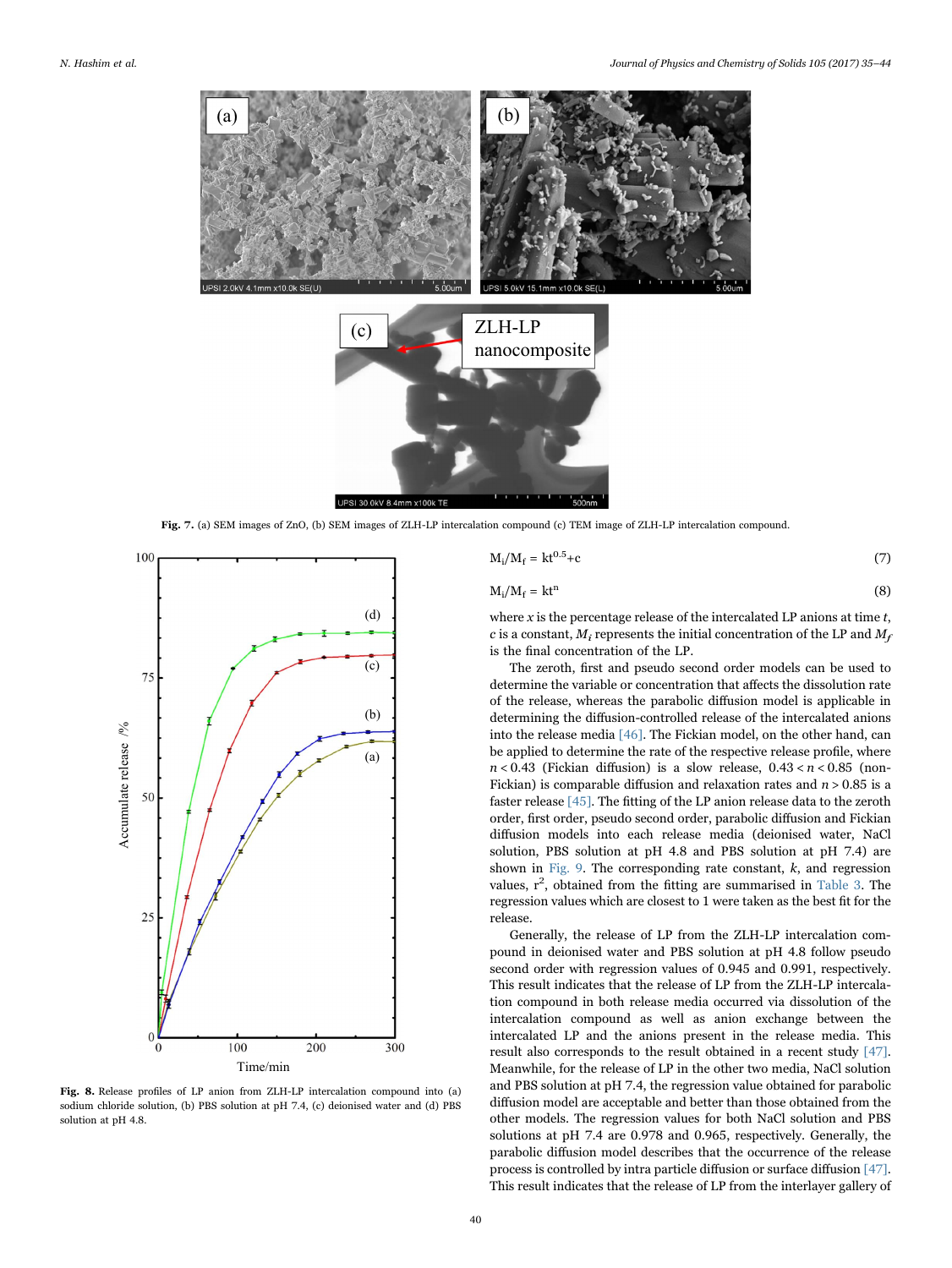Fig. 7. (a) SEM images of ZnO, (b) SEM images of ZLH-LP intercalation compound (c) TEM image of ZLH-LP intercalation compound.

Fig. 8. Release profiles of LP anion from ZLH-LP intercalation compound into (a) sodium chloride solution, (b) PBS solution at pH 7.4, (c) deionised water and (d) PBS solution at pH 4.8.

$$M_i/M_f = kt^{0.5}+c \tag{7}$$

$$M_i/M_f = kt^n \tag{8}$$

where $x$ is the percentage release of the intercalated LP anions at time $t$, $c$ is a constant, $M_i$ represents the initial concentration of the LP and $M_f$ is the final concentration of the LP.

The zeroth, first and pseudo second order models can be used to determine the variable or concentration that affects the dissolution rate of the release, whereas the parabolic diffusion model is applicable in determining the diffusion-controlled release of the intercalated anions into the release media [46]. The Fickian model, on the other hand, can be applied to determine the rate of the respective release profile, where $n < 0.43$ (Fickian diffusion) is a slow release, $0.43 < n < 0.85$ (non-Fickian) is comparable diffusion and relaxation rates and $n > 0.85$ is a faster release [45]. The fitting of the LP anion release data to the zeroth order, first order, pseudo second order, parabolic diffusion and Fickian diffusion models into each release media (deionised water, NaCl solution, PBS solution at pH 4.8 and PBS solution at pH 7.4) are shown in Fig. 9. The corresponding rate constant, $k$, and regression values, $r^2$, obtained from the fitting are summarised in Table 3. The regression values which are closest to 1 were taken as the best fit for the release.

Generally, the release of LP from the ZLH-LP intercalation compound in deionised water and PBS solution at pH 4.8 follow pseudo second order with regression values of 0.945 and 0.991, respectively. This result indicates that the release of LP from the ZLH-LP intercalation compound in both release media occurred via dissolution of the intercalation compound as well as anion exchange between the intercalated LP and the anions present in the release media. This result also corresponds to the result obtained in a recent study [47]. Meanwhile, for the release of LP in the other two media, NaCl solution and PBS solution at pH 7.4, the regression value obtained for parabolic diffusion model are acceptable and better than those obtained from the other models. The regression values for both NaCl solution and PBS solutions at pH 7.4 are 0.978 and 0.965, respectively. Generally, the parabolic diffusion model describes that the occurrence of the release process is controlled by intra particle diffusion or surface diffusion [47]. This result indicates that the release of LP from the interlayer gallery of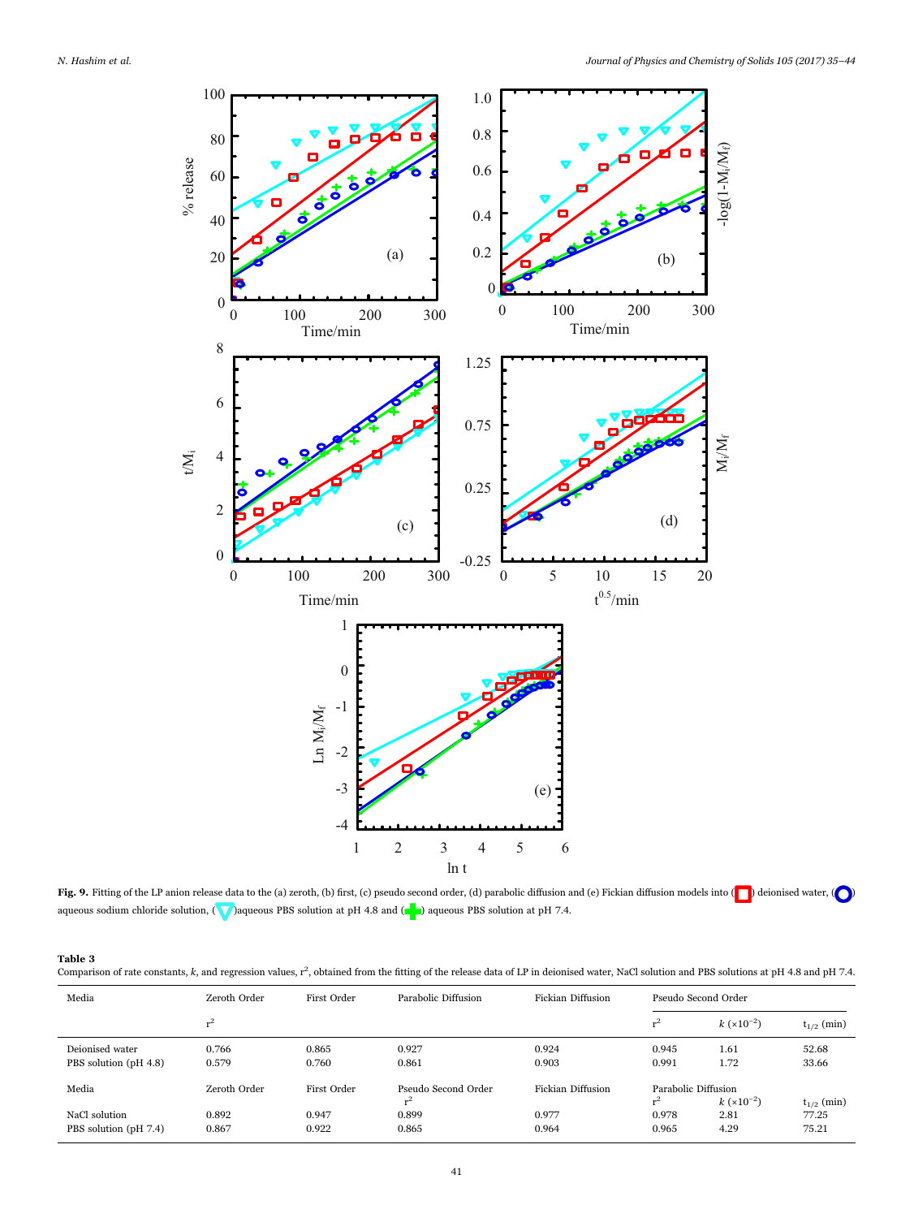**Fig. 9.** Fitting of the LP anion release data to the (a) zeroth, (b) first, (c) pseudo second order, (d) parabolic diffusion and (e) Fickian diffusion models into ( ) deionised water, ( ) aqueous sodium chloride solution, ( )aqueous PBS solution at pH 4.8 and ( ) aqueous PBS solution at pH 7.4.

**Table 3**

Comparison of rate constants, $k$, and regression values, $r^2$, obtained from the fitting of the release data of LP in deionised water, NaCl solution and PBS solutions at pH 4.8 and pH 7.4.

| Media | Zeroth Order | First Order | Parabolic Diffusion | Fickian Diffusion | Pseudo Second Order | | |
|---|---|---|---|---|---|---|---|
| | $r^2$ | | | | $r^2$ | $k$ ($\times 10^{-2}$) | $t_{1/2}$ (min) |
| Deionised water | 0.766 | 0.865 | 0.927 | 0.924 | 0.945 | 1.61 | 52.68 |
| PBS solution (pH 4.8) | 0.579 | 0.760 | 0.861 | 0.903 | 0.991 | 1.72 | 33.66 |
| Media | Zeroth Order | First Order | Pseudo Second Order $r^2$ | Fickian Diffusion | Parabolic Diffusion $r^2$ | $k$ ($\times 10^{-2}$) | $t_{1/2}$ (min) |
| NaCl solution | 0.892 | 0.947 | 0.899 | 0.977 | 0.978 | 2.81 | 77.25 |
| PBS solution (pH 7.4) | 0.867 | 0.922 | 0.865 | 0.964 | 0.965 | 4.29 | 75.21 |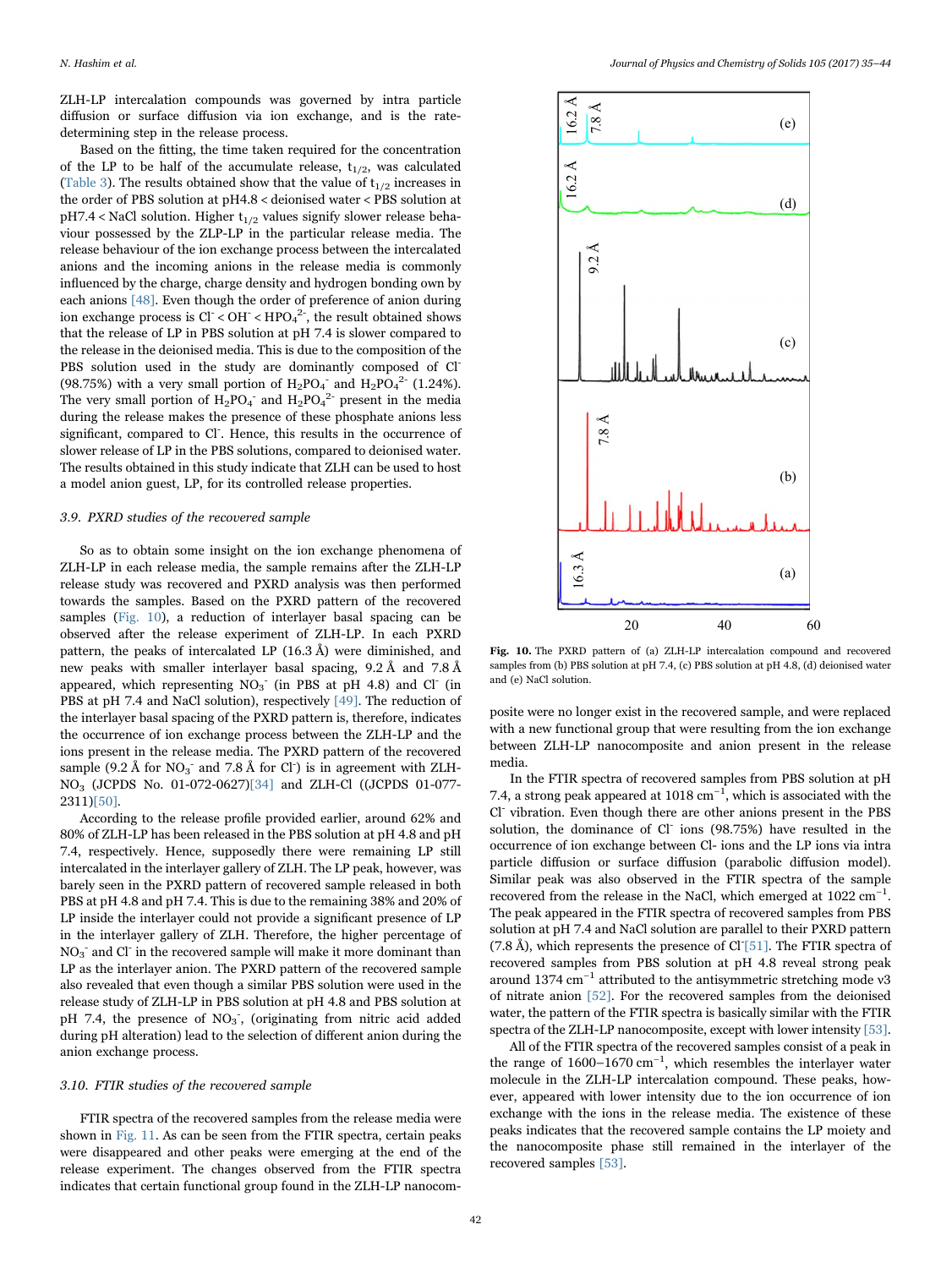ZLH-LP intercalation compounds was governed by intra particle diffusion or surface diffusion via ion exchange, and is the rate-determining step in the release process.

Based on the fitting, the time taken required for the concentration of the LP to be half of the accumulate release, $t_{1/2}$, was calculated (Table 3). The results obtained show that the value of $t_{1/2}$ increases in the order of PBS solution at pH4.8 < deionised water < PBS solution at pH7.4 < NaCl solution. Higher $t_{1/2}$ values signify slower release behaviour possessed by the ZLP-LP in the particular release media. The release behaviour of the ion exchange process between the intercalated anions and the incoming anions in the release media is commonly influenced by the charge, charge density and hydrogen bonding own by each anions [48]. Even though the order of preference of anion during ion exchange process is $Cl^-$ < $OH^-$ < $HPO_4^{2-}$, the result obtained shows that the release of LP in PBS solution at pH 7.4 is slower compared to the release in the deionised media. This is due to the composition of the PBS solution used in the study are dominantly composed of $Cl^-$ (98.75%) with a very small portion of $H_2PO_4^-$ and $H_2PO_4^{2-}$ (1.24%). The very small portion of $H_2PO_4^-$ and $H_2PO_4^{2-}$ present in the media during the release makes the presence of these phosphate anions less significant, compared to $Cl^-$. Hence, this results in the occurrence of slower release of LP in the PBS solutions, compared to deionised water. The results obtained in this study indicate that ZLH can be used to host a model anion guest, LP, for its controlled release properties.

### 3.9. PXRD studies of the recovered sample

So as to obtain some insight on the ion exchange phenomena of ZLH-LP in each release media, the sample remains after the ZLH-LP release study was recovered and PXRD analysis was then performed towards the samples. Based on the PXRD pattern of the recovered samples (Fig. 10), a reduction of interlayer basal spacing can be observed after the release experiment of ZLH-LP. In each PXRD pattern, the peaks of intercalated LP (16.3 Å) were diminished, and new peaks with smaller interlayer basal spacing, 9.2 Å and 7.8 Å appeared, which representing $NO_3^-$ (in PBS at pH 4.8) and $Cl^-$ (in PBS at pH 7.4 and NaCl solution), respectively [49]. The reduction of the interlayer basal spacing of the PXRD pattern is, therefore, indicates the occurrence of ion exchange process between the ZLH-LP and the ions present in the release media. The PXRD pattern of the recovered sample (9.2 Å for $NO_3^-$ and 7.8 Å for $Cl^-$) is in agreement with ZLH-$NO_3$ (JCPDS No. 01-072-0627)[34] and ZLH-Cl ((JCPDS 01-077-2311)[50].

According to the release profile provided earlier, around 62% and 80% of ZLH-LP has been released in the PBS solution at pH 4.8 and pH 7.4, respectively. Hence, supposedly there were remaining LP still intercalated in the interlayer gallery of ZLH. The LP peak, however, was barely seen in the PXRD pattern of recovered sample released in both PBS at pH 4.8 and pH 7.4. This is due to the remaining 38% and 20% of LP inside the interlayer could not provide a significant presence of LP in the interlayer gallery of ZLH. Therefore, the higher percentage of $NO_3^-$ and $Cl^-$ in the recovered sample will make it more dominant than LP as the interlayer anion. The PXRD pattern of the recovered sample also revealed that even though a similar PBS solution were used in the release study of ZLH-LP in PBS solution at pH 4.8 and PBS solution at pH 7.4, the presence of $NO_3^-$, (originating from nitric acid added during pH alteration) lead to the selection of different anion during the anion exchange process.

### 3.10. FTIR studies of the recovered sample

FTIR spectra of the recovered samples from the release media were shown in Fig. 11. As can be seen from the FTIR spectra, certain peaks were disappeared and other peaks were emerging at the end of the release experiment. The changes observed from the FTIR spectra indicates that certain functional group found in the ZLH-LP nanocomposite were no longer exist in the recovered sample, and were replaced with a new functional group that were resulting from the ion exchange between ZLH-LP nanocomposite and anion present in the release media.

**Fig. 10.** The PXRD pattern of (a) ZLH-LP intercalation compound and recovered samples from (b) PBS solution at pH 7.4, (c) PBS solution at pH 4.8, (d) deionised water and (e) NaCl solution.

In the FTIR spectra of recovered samples from PBS solution at pH 7.4, a strong peak appeared at 1018 $cm^{-1}$, which is associated with the $Cl^-$ vibration. Even though there are other anions present in the PBS solution, the dominance of $Cl^-$ ions (98.75%) have resulted in the occurrence of ion exchange between Cl- ions and the LP ions via intra particle diffusion or surface diffusion (parabolic diffusion model). Similar peak was also observed in the FTIR spectra of the sample recovered from the release in the NaCl, which emerged at 1022 $cm^{-1}$. The peak appeared in the FTIR spectra of recovered samples from PBS solution at pH 7.4 and NaCl solution are parallel to their PXRD pattern (7.8 Å), which represents the presence of $Cl^-$[51]. The FTIR spectra of recovered samples from PBS solution at pH 4.8 reveal strong peak around 1374 $cm^{-1}$ attributed to the antisymmetric stretching mode v3 of nitrate anion [52]. For the recovered samples from the deionised water, the pattern of the FTIR spectra is basically similar with the FTIR spectra of the ZLH-LP nanocomposite, except with lower intensity [53].

All of the FTIR spectra of the recovered samples consist of a peak in the range of 1600–1670 $cm^{-1}$, which resembles the interlayer water molecule in the ZLH-LP intercalation compound. These peaks, however, appeared with lower intensity due to the ion occurrence of ion exchange with the ions in the release media. The existence of these peaks indicates that the recovered sample contains the LP moiety and the nanocomposite phase still remained in the interlayer of the recovered samples [53].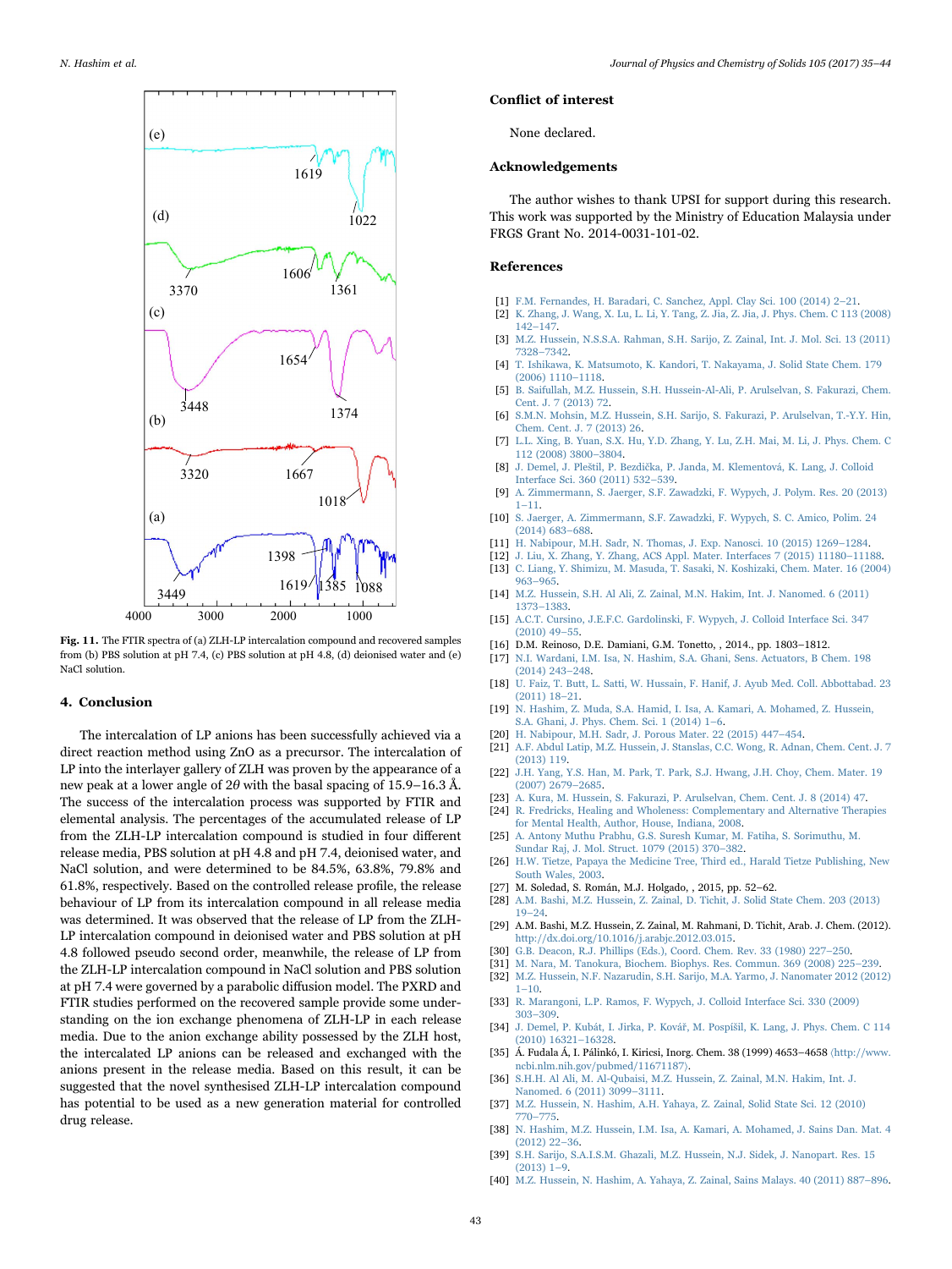Fig. 11. The FTIR spectra of (a) ZLH-LP intercalation compound and recovered samples from (b) PBS solution at pH 7.4, (c) PBS solution at pH 4.8, (d) deionised water and (e) NaCl solution.

## 4. Conclusion

The intercalation of LP anions has been successfully achieved via a direct reaction method using ZnO as a precursor. The intercalation of LP into the interlayer gallery of ZLH was proven by the appearance of a new peak at a lower angle of $2\theta$ with the basal spacing of 15.9–16.3 Å. The success of the intercalation process was supported by FTIR and elemental analysis. The percentages of the accumulated release of LP from the ZLH-LP intercalation compound is studied in four different release media, PBS solution at pH 4.8 and pH 7.4, deionised water, and NaCl solution, and were determined to be 84.5%, 63.8%, 79.8% and 61.8%, respectively. Based on the controlled release profile, the release behaviour of LP from its intercalation compound in all release media was determined. It was observed that the release of LP from the ZLH-LP intercalation compound in deionised water and PBS solution at pH 4.8 followed pseudo second order, meanwhile, the release of LP from the ZLH-LP intercalation compound in NaCl solution and PBS solution at pH 7.4 were governed by a parabolic diffusion model. The PXRD and FTIR studies performed on the recovered sample provide some understanding on the ion exchange phenomena of ZLH-LP in each release media. Due to the anion exchange ability possessed by the ZLH host, the intercalated LP anions can be released and exchanged with the anions present in the release media. Based on this result, it can be suggested that the novel synthesised ZLH-LP intercalation compound has potential to be used as a new generation material for controlled drug release.

## Conflict of interest

None declared.

## Acknowledgements

The author wishes to thank UPSI for support during this research. This work was supported by the Ministry of Education Malaysia under FRGS Grant No. 2014-0031-101-02.

## References

[1] F.M. Fernandes, H. Baradari, C. Sanchez, Appl. Clay Sci. 100 (2014) 2–21.
[2] K. Zhang, J. Wang, X. Lu, L. Li, Y. Tang, Z. Jia, Z. Jia, J. Phys. Chem. C 113 (2008) 142–147.
[3] M.Z. Hussein, N.S.S.A. Rahman, S.H. Sarijo, Z. Zainal, Int. J. Mol. Sci. 13 (2011) 7328–7342.
[4] T. Ishikawa, K. Matsumoto, K. Kandori, T. Nakayama, J. Solid State Chem. 179 (2006) 1110–1118.
[5] B. Saifullah, M.Z. Hussein, S.H. Hussein-Al-Ali, P. Arulselvan, S. Fakurazi, Chem. Cent. J. 7 (2013) 72.
[6] S.M.N. Mohsin, M.Z. Hussein, S.H. Sarijo, S. Fakurazi, P. Arulselvan, T.-Y.Y. Hin, Chem. Cent. J. 7 (2013) 26.
[7] L.L. Xing, B. Yuan, S.X. Hu, Y.D. Zhang, Y. Lu, Z.H. Mai, M. Li, J. Phys. Chem. C 112 (2008) 3800–3804.
[8] J. Demel, J. Pleštil, P. Bezdička, P. Janda, M. Klementová, K. Lang, J. Colloid Interface Sci. 360 (2011) 532–539.
[9] A. Zimmermann, S. Jaeger, S.F. Zawadzki, F. Wypych, J. Polym. Res. 20 (2013) 1–11.
[10] S. Jaeger, A. Zimmermann, S.F. Zawadzki, F. Wypych, S. C. Amico, Polim. 24 (2014) 683–688.
[11] H. Nabipour, M.H. Sadr, N. Thomas, J. Exp. Nanosci. 10 (2015) 1269–1284.
[12] J. Liu, X. Zhang, Y. Zhang, ACS Appl. Mater. Interfaces 7 (2015) 11180–11188.
[13] C. Liang, Y. Shimizu, M. Masuda, T. Sasaki, N. Koshizaki, Chem. Mater. 16 (2004) 963–965.
[14] M.Z. Hussein, S.H. Al Ali, Z. Zainal, M.N. Hakim, Int. J. Nanomed. 6 (2011) 1373–1383.
[15] A.C.T. Cursino, J.E.F.C. Gardolinski, F. Wypych, J. Colloid Interface Sci. 347 (2010) 49–55.
[16] D.M. Reinoso, D.E. Damiani, G.M. Tonetto, , 2014., pp. 1803–1812.
[17] N.I. Wardani, I.M. Isa, N. Hashim, S.A. Ghani, Sens. Actuators, B Chem. 198 (2014) 243–248.
[18] U. Faiz, T. Butt, L. Satti, W. Hussain, F. Hanif, J. Ayub Med. Coll. Abbottabad. 23 (2011) 18–21.
[19] N. Hashim, Z. Muda, S.A. Hamid, I. Isa, A. Kamari, A. Mohamed, Z. Hussein, S.A. Ghani, J. Phys. Chem. Sci. 1 (2014) 1–6.
[20] H. Nabipour, M.H. Sadr, J. Porous Mater. 22 (2015) 447–454.
[21] A.F. Abdul Latip, M.Z. Hussein, J. Stanslas, C.C. Wong, R. Adnan, Chem. Cent. J. 7 (2013) 119.
[22] J.H. Yang, Y.S. Han, M. Park, T. Park, S.J. Hwang, J.H. Choy, Chem. Mater. 19 (2007) 2679–2685.
[23] A. Kura, M. Hussein, S. Fakurazi, P. Arulselvan, Chem. Cent. J. 8 (2014) 47.
[24] R. Fredricks, Healing and Wholeness: Complementary and Alternative Therapies for Mental Health, Author, House, Indiana, 2008.
[25] A. Antony Muthu Prabhu, G.S. Suresh Kumar, M. Fatiha, S. Sorimuthu, M. Sundar Raj, J. Mol. Struct. 1079 (2015) 370–382.
[26] H.W. Tietze, Papaya the Medicine Tree, Third ed., Harald Tietze Publishing, New South Wales, 2003.
[27] M. Soledad, S. Román, M.J. Holgado, , 2015, pp. 52–62.
[28] A.M. Bashi, M.Z. Hussein, Z. Zainal, D. Tichit, J. Solid State Chem. 203 (2013) 19–24.
[29] A.M. Bashi, M.Z. Hussein, Z. Zainal, M. Rahmani, D. Tichit, Arab. J. Chem. (2012). http://dx.doi.org/10.1016/j.arabjc.2012.03.015.
[30] G.B. Deacon, R.J. Phillips (Eds.), Coord. Chem. Rev. 33 (1980) 227–250.
[31] M. Nara, M. Tanokura, Biochem. Biophys. Res. Commun. 369 (2008) 225–239.
[32] M.Z. Hussein, N.F. Nazarudin, S.H. Sarijo, M.A. Yarmo, J. Nanomater 2012 (2012) 1–10.
[33] R. Marangoni, L.P. Ramos, F. Wypych, J. Colloid Interface Sci. 330 (2009) 303–309.
[34] J. Demel, P. Kubát, I. Jirka, P. Kovář, M. Pospíšil, K. Lang, J. Phys. Chem. C 114 (2010) 16321–16328.
[35] Á. Fudala Á, I. Pálinkó, I. Kiricsi, Inorg. Chem. 38 (1999) 4653–4658 ⟨http://www.ncbi.nlm.nih.gov/pubmed/11671187⟩.
[36] S.H.H. Al Ali, M. Al-Qubaisi, M.Z. Hussein, Z. Zainal, M.N. Hakim, Int. J. Nanomed. 6 (2011) 3099–3111.
[37] M.Z. Hussein, N. Hashim, A.H. Yahaya, Z. Zainal, Solid State Sci. 12 (2010) 770–775.
[38] N. Hashim, M.Z. Hussein, I.M. Isa, A. Kamari, A. Mohamed, J. Sains Dan. Mat. 4 (2012) 22–36.
[39] S.H. Sarijo, S.A.I.S.M. Ghazali, M.Z. Hussein, N.J. Sidek, J. Nanopart. Res. 15 (2013) 1–9.
[40] M.Z. Hussein, N. Hashim, A. Yahaya, Z. Zainal, Sains Malays. 40 (2011) 887–896.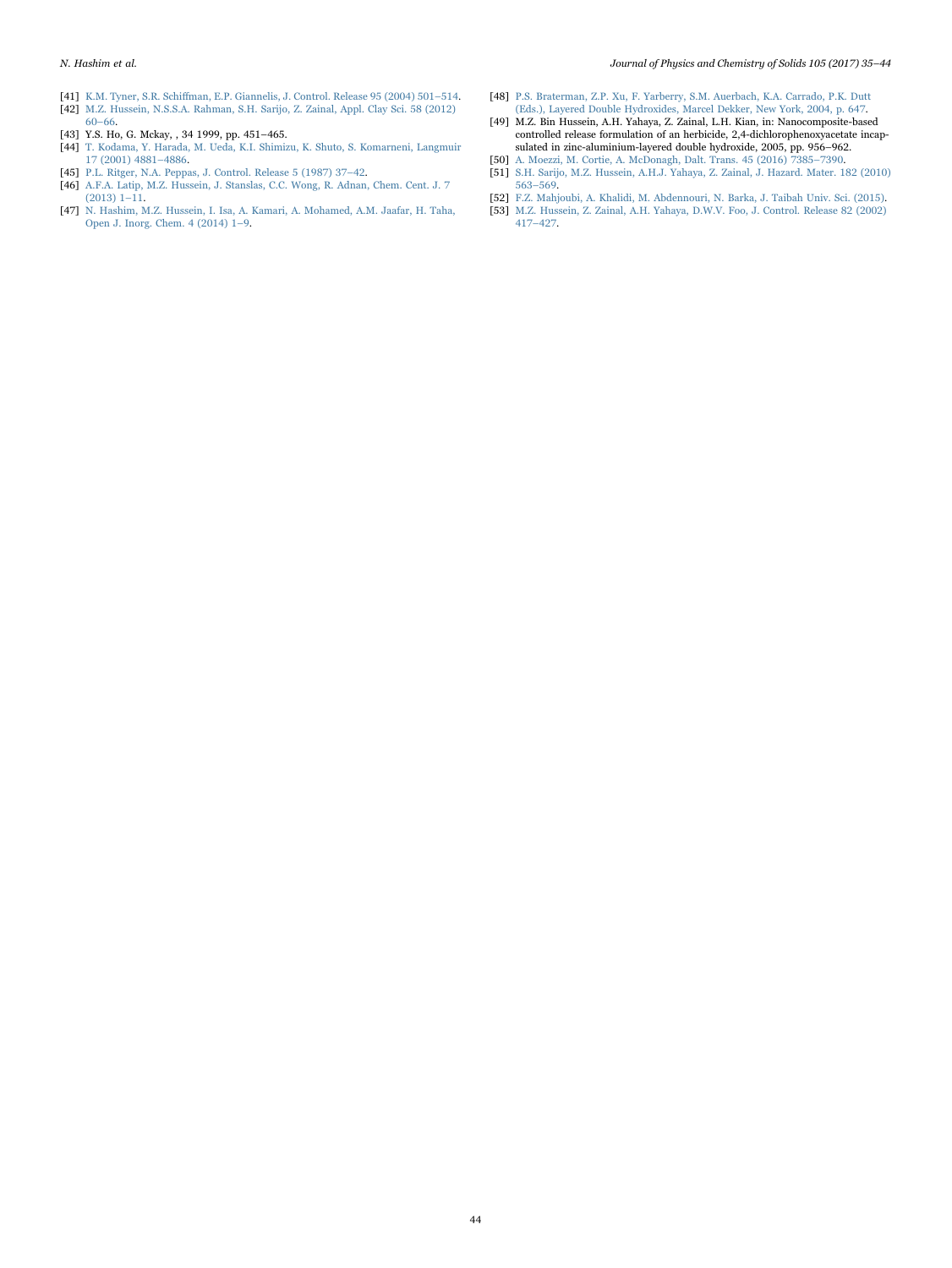[41] K.M. Tyner, S.R. Schiffman, E.P. Giannelis, J. Control. Release 95 (2004) 501–514.

[42] M.Z. Hussein, N.S.S.A. Rahman, S.H. Sarijo, Z. Zainal, Appl. Clay Sci. 58 (2012) 60–66.

[43] Y.S. Ho, G. Mckay, , 34 1999, pp. 451–465.

[44] T. Kodama, Y. Harada, M. Ueda, K.I. Shimizu, K. Shuto, S. Komarneni, Langmuir 17 (2001) 4881–4886.

[45] P.L. Ritger, N.A. Peppas, J. Control. Release 5 (1987) 37–42.

[46] A.F.A. Latip, M.Z. Hussein, J. Stanslas, C.C. Wong, R. Adnan, Chem. Cent. J. 7 (2013) 1–11.

[47] N. Hashim, M.Z. Hussein, I. Isa, A. Kamari, A. Mohamed, A.M. Jaafar, H. Taha, Open J. Inorg. Chem. 4 (2014) 1–9.

[48] P.S. Braterman, Z.P. Xu, F. Yarberry, S.M. Auerbach, K.A. Carrado, P.K. Dutt (Eds.), Layered Double Hydroxides, Marcel Dekker, New York, 2004, p. 647.

[49] M.Z. Bin Hussein, A.H. Yahaya, Z. Zainal, L.H. Kian, in: Nanocomposite-based controlled release formulation of an herbicide, 2,4-dichlorophenoxyacetate incapsulated in zinc-aluminium-layered double hydroxide, 2005, pp. 956–962.

[50] A. Moezzi, M. Cortie, A. McDonagh, Dalt. Trans. 45 (2016) 7385–7390.

[51] S.H. Sarijo, M.Z. Hussein, A.H.J. Yahaya, Z. Zainal, J. Hazard. Mater. 182 (2010) 563–569.

[52] F.Z. Mahjoubi, A. Khalidi, M. Abdennouri, N. Barka, J. Taibah Univ. Sci. (2015).

[53] M.Z. Hussein, Z. Zainal, A.H. Yahaya, D.W.V. Foo, J. Control. Release 82 (2002) 417–427.